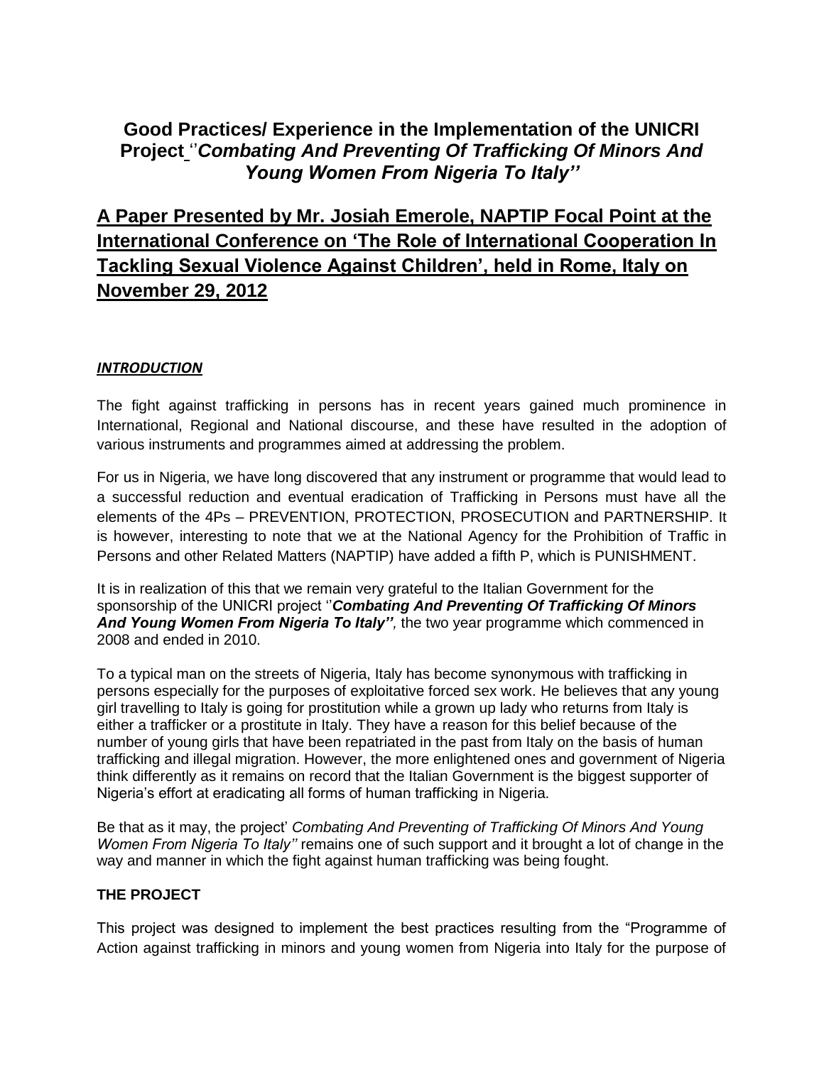# Good Practices/ Experience in the Implementation of the UNICRI Project ''*Combating And Preventing Of Trafficking Of Minors And Young Women From Nigeria To Italy''*

## A Paper Presented by Mr. Josiah Emerole, NAPTIP Focal Point at the International Conference on 'The Role of International Cooperation In Tackling Sexual Violence Against Children', held in Rome, Italy on November 29, 2012

### ***INTRODUCTION***

The fight against trafficking in persons has in recent years gained much prominence in International, Regional and National discourse, and these have resulted in the adoption of various instruments and programmes aimed at addressing the problem.

For us in Nigeria, we have long discovered that any instrument or programme that would lead to a successful reduction and eventual eradication of Trafficking in Persons must have all the elements of the 4Ps – PREVENTION, PROTECTION, PROSECUTION and PARTNERSHIP. It is however, interesting to note that we at the National Agency for the Prohibition of Traffic in Persons and other Related Matters (NAPTIP) have added a fifth P, which is PUNISHMENT.

It is in realization of this that we remain very grateful to the Italian Government for the sponsorship of the UNICRI project ''***Combating And Preventing Of Trafficking Of Minors And Young Women From Nigeria To Italy''***, the two year programme which commenced in 2008 and ended in 2010.

To a typical man on the streets of Nigeria, Italy has become synonymous with trafficking in persons especially for the purposes of exploitative forced sex work. He believes that any young girl travelling to Italy is going for prostitution while a grown up lady who returns from Italy is either a trafficker or a prostitute in Italy. They have a reason for this belief because of the number of young girls that have been repatriated in the past from Italy on the basis of human trafficking and illegal migration. However, the more enlightened ones and government of Nigeria think differently as it remains on record that the Italian Government is the biggest supporter of Nigeria's effort at eradicating all forms of human trafficking in Nigeria.

Be that as it may, the project' *Combating And Preventing of Trafficking Of Minors And Young Women From Nigeria To Italy''* remains one of such support and it brought a lot of change in the way and manner in which the fight against human trafficking was being fought.

### THE PROJECT

This project was designed to implement the best practices resulting from the "Programme of Action against trafficking in minors and young women from Nigeria into Italy for the purpose of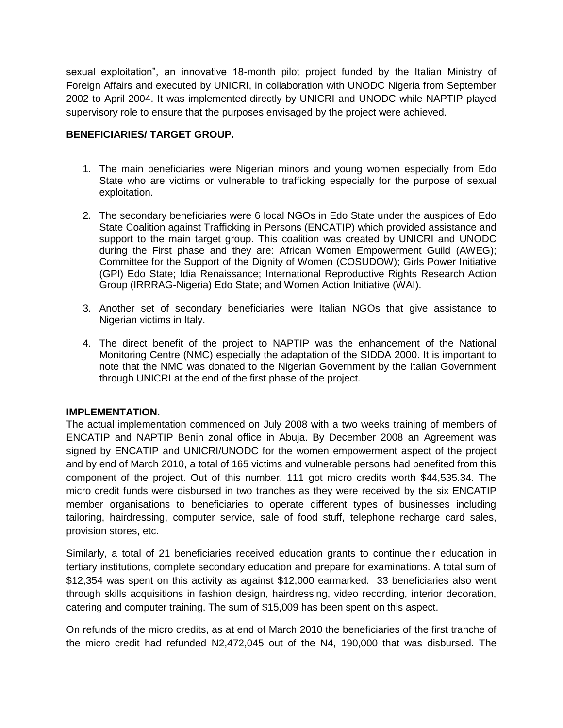sexual exploitation", an innovative 18-month pilot project funded by the Italian Ministry of Foreign Affairs and executed by UNICRI, in collaboration with UNODC Nigeria from September 2002 to April 2004. It was implemented directly by UNICRI and UNODC while NAPTIP played supervisory role to ensure that the purposes envisaged by the project were achieved.

**BENEFICIARIES/ TARGET GROUP.**

1. The main beneficiaries were Nigerian minors and young women especially from Edo State who are victims or vulnerable to trafficking especially for the purpose of sexual exploitation.

2. The secondary beneficiaries were 6 local NGOs in Edo State under the auspices of Edo State Coalition against Trafficking in Persons (ENCATIP) which provided assistance and support to the main target group. This coalition was created by UNICRI and UNODC during the First phase and they are: African Women Empowerment Guild (AWEG); Committee for the Support of the Dignity of Women (COSUDOW); Girls Power Initiative (GPI) Edo State; Idia Renaissance; International Reproductive Rights Research Action Group (IRRRAG-Nigeria) Edo State; and Women Action Initiative (WAI).

3. Another set of secondary beneficiaries were Italian NGOs that give assistance to Nigerian victims in Italy.

4. The direct benefit of the project to NAPTIP was the enhancement of the National Monitoring Centre (NMC) especially the adaptation of the SIDDA 2000. It is important to note that the NMC was donated to the Nigerian Government by the Italian Government through UNICRI at the end of the first phase of the project.

**IMPLEMENTATION.**

The actual implementation commenced on July 2008 with a two weeks training of members of ENCATIP and NAPTIP Benin zonal office in Abuja. By December 2008 an Agreement was signed by ENCATIP and UNICRI/UNODC for the women empowerment aspect of the project and by end of March 2010, a total of 165 victims and vulnerable persons had benefited from this component of the project. Out of this number, 111 got micro credits worth $44,535.34. The micro credit funds were disbursed in two tranches as they were received by the six ENCATIP member organisations to beneficiaries to operate different types of businesses including tailoring, hairdressing, computer service, sale of food stuff, telephone recharge card sales, provision stores, etc.

Similarly, a total of 21 beneficiaries received education grants to continue their education in tertiary institutions, complete secondary education and prepare for examinations. A total sum of $12,354 was spent on this activity as against $12,000 earmarked. 33 beneficiaries also went through skills acquisitions in fashion design, hairdressing, video recording, interior decoration, catering and computer training. The sum of $15,009 has been spent on this aspect.

On refunds of the micro credits, as at end of March 2010 the beneficiaries of the first tranche of the micro credit had refunded N2,472,045 out of the N4, 190,000 that was disbursed. The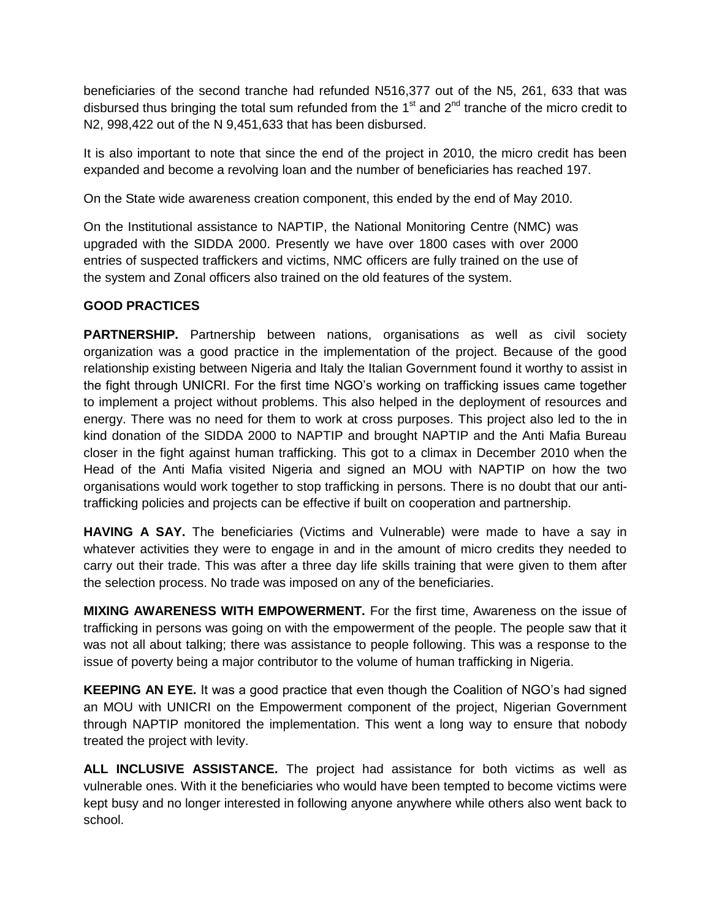beneficiaries of the second tranche had refunded N516,377 out of the N5, 261, 633 that was disbursed thus bringing the total sum refunded from the 1st and 2nd tranche of the micro credit to N2, 998,422 out of the N 9,451,633 that has been disbursed.

It is also important to note that since the end of the project in 2010, the micro credit has been expanded and become a revolving loan and the number of beneficiaries has reached 197.

On the State wide awareness creation component, this ended by the end of May 2010.

On the Institutional assistance to NAPTIP, the National Monitoring Centre (NMC) was upgraded with the SIDDA 2000. Presently we have over 1800 cases with over 2000 entries of suspected traffickers and victims, NMC officers are fully trained on the use of the system and Zonal officers also trained on the old features of the system.

**GOOD PRACTICES**

**PARTNERSHIP.** Partnership between nations, organisations as well as civil society organization was a good practice in the implementation of the project. Because of the good relationship existing between Nigeria and Italy the Italian Government found it worthy to assist in the fight through UNICRI. For the first time NGO's working on trafficking issues came together to implement a project without problems. This also helped in the deployment of resources and energy. There was no need for them to work at cross purposes. This project also led to the in kind donation of the SIDDA 2000 to NAPTIP and brought NAPTIP and the Anti Mafia Bureau closer in the fight against human trafficking. This got to a climax in December 2010 when the Head of the Anti Mafia visited Nigeria and signed an MOU with NAPTIP on how the two organisations would work together to stop trafficking in persons. There is no doubt that our anti-trafficking policies and projects can be effective if built on cooperation and partnership.

**HAVING A SAY.** The beneficiaries (Victims and Vulnerable) were made to have a say in whatever activities they were to engage in and in the amount of micro credits they needed to carry out their trade. This was after a three day life skills training that were given to them after the selection process. No trade was imposed on any of the beneficiaries.

**MIXING AWARENESS WITH EMPOWERMENT.** For the first time, Awareness on the issue of trafficking in persons was going on with the empowerment of the people. The people saw that it was not all about talking; there was assistance to people following. This was a response to the issue of poverty being a major contributor to the volume of human trafficking in Nigeria.

**KEEPING AN EYE.** It was a good practice that even though the Coalition of NGO's had signed an MOU with UNICRI on the Empowerment component of the project, Nigerian Government through NAPTIP monitored the implementation. This went a long way to ensure that nobody treated the project with levity.

**ALL INCLUSIVE ASSISTANCE.** The project had assistance for both victims as well as vulnerable ones. With it the beneficiaries who would have been tempted to become victims were kept busy and no longer interested in following anyone anywhere while others also went back to school.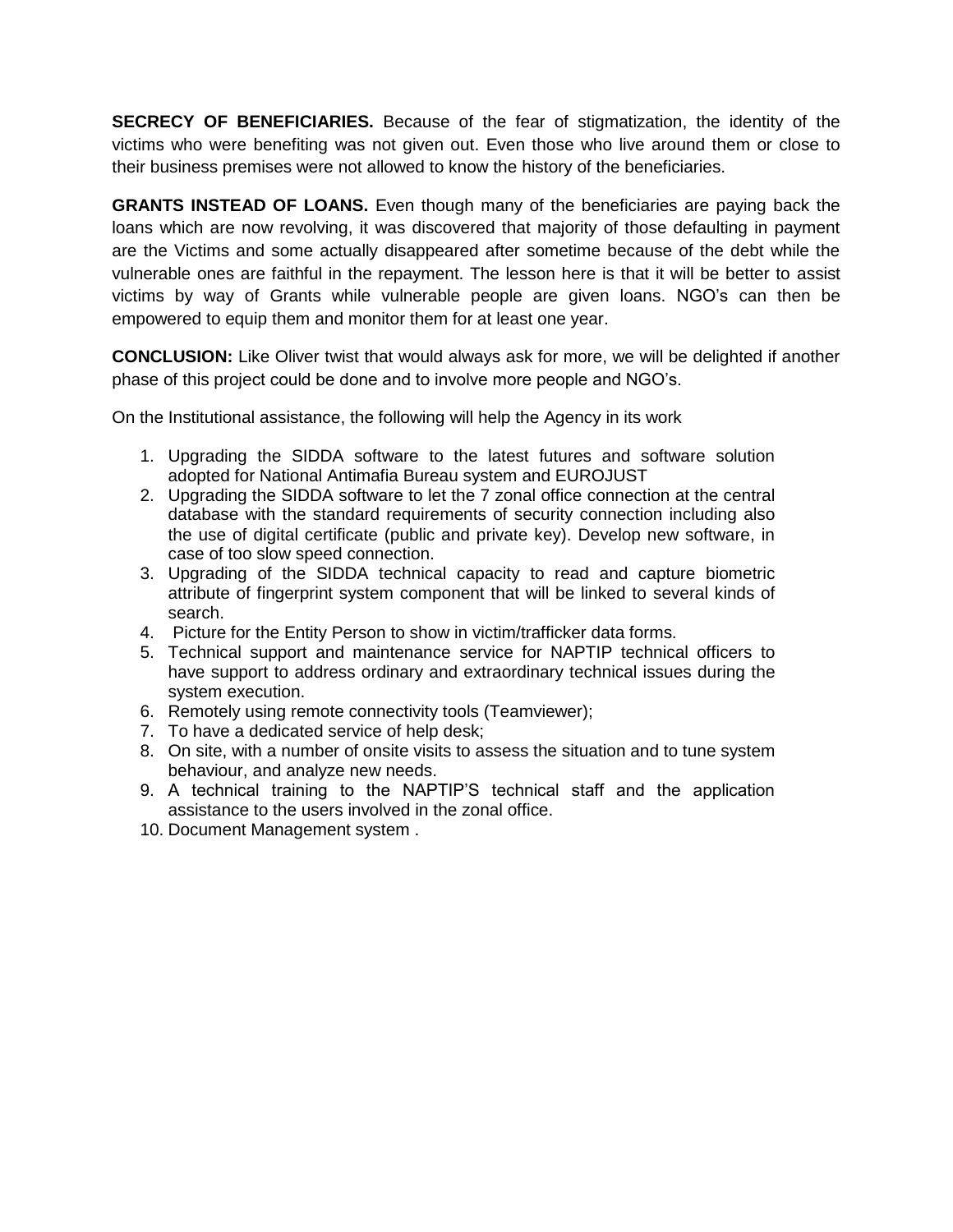**SECRECY OF BENEFICIARIES.** Because of the fear of stigmatization, the identity of the victims who were benefiting was not given out. Even those who live around them or close to their business premises were not allowed to know the history of the beneficiaries.

**GRANTS INSTEAD OF LOANS.** Even though many of the beneficiaries are paying back the loans which are now revolving, it was discovered that majority of those defaulting in payment are the Victims and some actually disappeared after sometime because of the debt while the vulnerable ones are faithful in the repayment. The lesson here is that it will be better to assist victims by way of Grants while vulnerable people are given loans. NGO's can then be empowered to equip them and monitor them for at least one year.

**CONCLUSION:** Like Oliver twist that would always ask for more, we will be delighted if another phase of this project could be done and to involve more people and NGO's.

On the Institutional assistance, the following will help the Agency in its work

1. Upgrading the SIDDA software to the latest futures and software solution adopted for National Antimafia Bureau system and EUROJUST
2. Upgrading the SIDDA software to let the 7 zonal office connection at the central database with the standard requirements of security connection including also the use of digital certificate (public and private key). Develop new software, in case of too slow speed connection.
3. Upgrading of the SIDDA technical capacity to read and capture biometric attribute of fingerprint system component that will be linked to several kinds of search.
4. Picture for the Entity Person to show in victim/trafficker data forms.
5. Technical support and maintenance service for NAPTIP technical officers to have support to address ordinary and extraordinary technical issues during the system execution.
6. Remotely using remote connectivity tools (Teamviewer);
7. To have a dedicated service of help desk;
8. On site, with a number of onsite visits to assess the situation and to tune system behaviour, and analyze new needs.
9. A technical training to the NAPTIP'S technical staff and the application assistance to the users involved in the zonal office.
10. Document Management system .